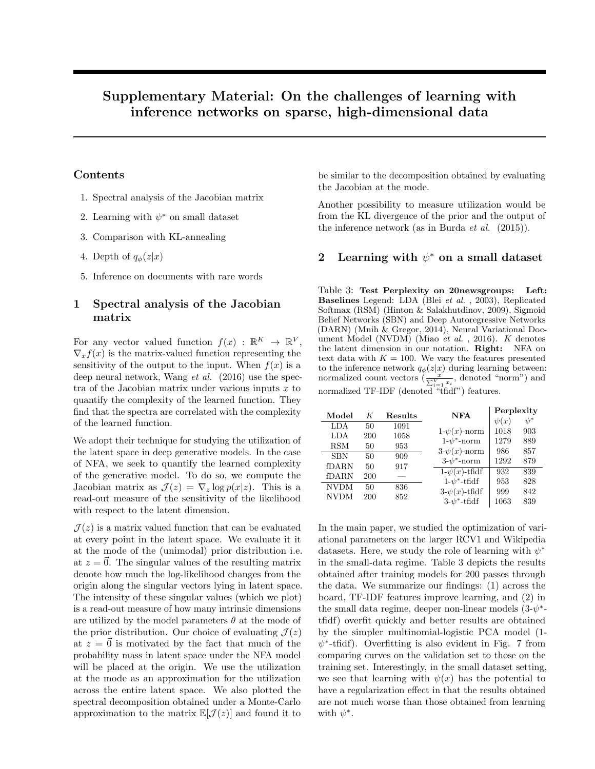# Supplementary Material: On the challenges of learning with inference networks on sparse, high-dimensional data

## Contents

1. Spectral analysis of the Jacobian matrix
2. Learning with $\psi^*$ on small dataset
3. Comparison with KL-annealing
4. Depth of $q_\phi(z|x)$
5. Inference on documents with rare words

## 1 Spectral analysis of the Jacobian matrix

For any vector valued function $f(x) : \mathbb{R}^K \rightarrow \mathbb{R}^V$, $\nabla_x f(x)$ is the matrix-valued function representing the sensitivity of the output to the input. When $f(x)$ is a deep neural network, Wang *et al.* (2016) use the spectra of the Jacobian matrix under various inputs $x$ to quantify the complexity of the learned function. They find that the spectra are correlated with the complexity of the learned function.

We adopt their technique for studying the utilization of the latent space in deep generative models. In the case of NFA, we seek to quantify the learned complexity of the generative model. To do so, we compute the Jacobian matrix as $\mathcal{J}(z) = \nabla_z \log p(x|z)$. This is a read-out measure of the sensitivity of the likelihood with respect to the latent dimension.

$\mathcal{J}(z)$ is a matrix valued function that can be evaluated at every point in the latent space. We evaluate it it at the mode of the (unimodal) prior distribution i.e. at $z = \vec{0}$. The singular values of the resulting matrix denote how much the log-likelihood changes from the origin along the singular vectors lying in latent space. The intensity of these singular values (which we plot) is a read-out measure of how many intrinsic dimensions are utilized by the model parameters $\theta$ at the mode of the prior distribution. Our choice of evaluating $\mathcal{J}(z)$ at $z = \vec{0}$ is motivated by the fact that much of the probability mass in latent space under the NFA model will be placed at the origin. We use the utilization at the mode as an approximation for the utilization across the entire latent space. We also plotted the spectral decomposition obtained under a Monte-Carlo approximation to the matrix $\mathbb{E}[\mathcal{J}(z)]$ and found it to be similar to the decomposition obtained by evaluating the Jacobian at the mode.

Another possibility to measure utilization would be from the KL divergence of the prior and the output of the inference network (as in Burda *et al.* (2015)).

## 2 Learning with $\psi^*$ on a small dataset

Table 3: **Test Perplexity on 20newsgroups: Left: Baselines** Legend: LDA (Blei *et al.* , 2003), Replicated Softmax (RSM) (Hinton & Salakhutdinov, 2009), Sigmoid Belief Networks (SBN) and Deep Autoregressive Networks (DARN) (Mnih & Gregor, 2014), Neural Variational Document Model (NVDM) (Miao *et al.* , 2016). $K$ denotes the latent dimension in our notation. **Right:** NFA on text data with $K = 100$. We vary the features presented to the inference network $q_\phi(z|x)$ during learning between: normalized count vectors ($\frac{x}{\sum_{i=1}^{V} x_i}$, denoted "norm") and normalized TF-IDF (denoted "tfidf") features.

| Model | $K$ | Results |
|---|---|---|
| LDA | 50 | 1091 |
| LDA | 200 | 1058 |
| RSM | 50 | 953 |
| SBN | 50 | 909 |
| fDARN | 50 | 917 |
| fDARN | 200 | — |
| NVDM | 50 | 836 |
| NVDM | 200 | 852 |

| NFA | Perplexity | |
|---|---|---|
| | $\psi(x)$ | $\psi^*$ |
| 1-$\psi(x)$-norm | 1018 | 903 |
| 1-$\psi^*$-norm | 1279 | 889 |
| 3-$\psi(x)$-norm | 986 | 857 |
| 3-$\psi^*$-norm | 1292 | 879 |
| 1-$\psi(x)$-tfidf | 932 | 839 |
| 1-$\psi^*$-tfidf | 953 | 828 |
| 3-$\psi(x)$-tfidf | 999 | 842 |
| 3-$\psi^*$-tfidf | 1063 | 839 |

In the main paper, we studied the optimization of variational parameters on the larger RCV1 and Wikipedia datasets. Here, we study the role of learning with $\psi^*$ in the small-data regime. Table 3 depicts the results obtained after training models for 200 passes through the data. We summarize our findings: (1) across the board, TF-IDF features improve learning, and (2) in the small data regime, deeper non-linear models (3-$\psi^*$-tfidf) overfit quickly and better results are obtained by the simpler multinomial-logistic PCA model (1-$\psi^*$-tfidf). Overfitting is also evident in Fig. 7 from comparing curves on the validation set to those on the training set. Interestingly, in the small dataset setting, we see that learning with $\psi(x)$ has the potential to have a regularization effect in that the results obtained are not much worse than those obtained from learning with $\psi^*$.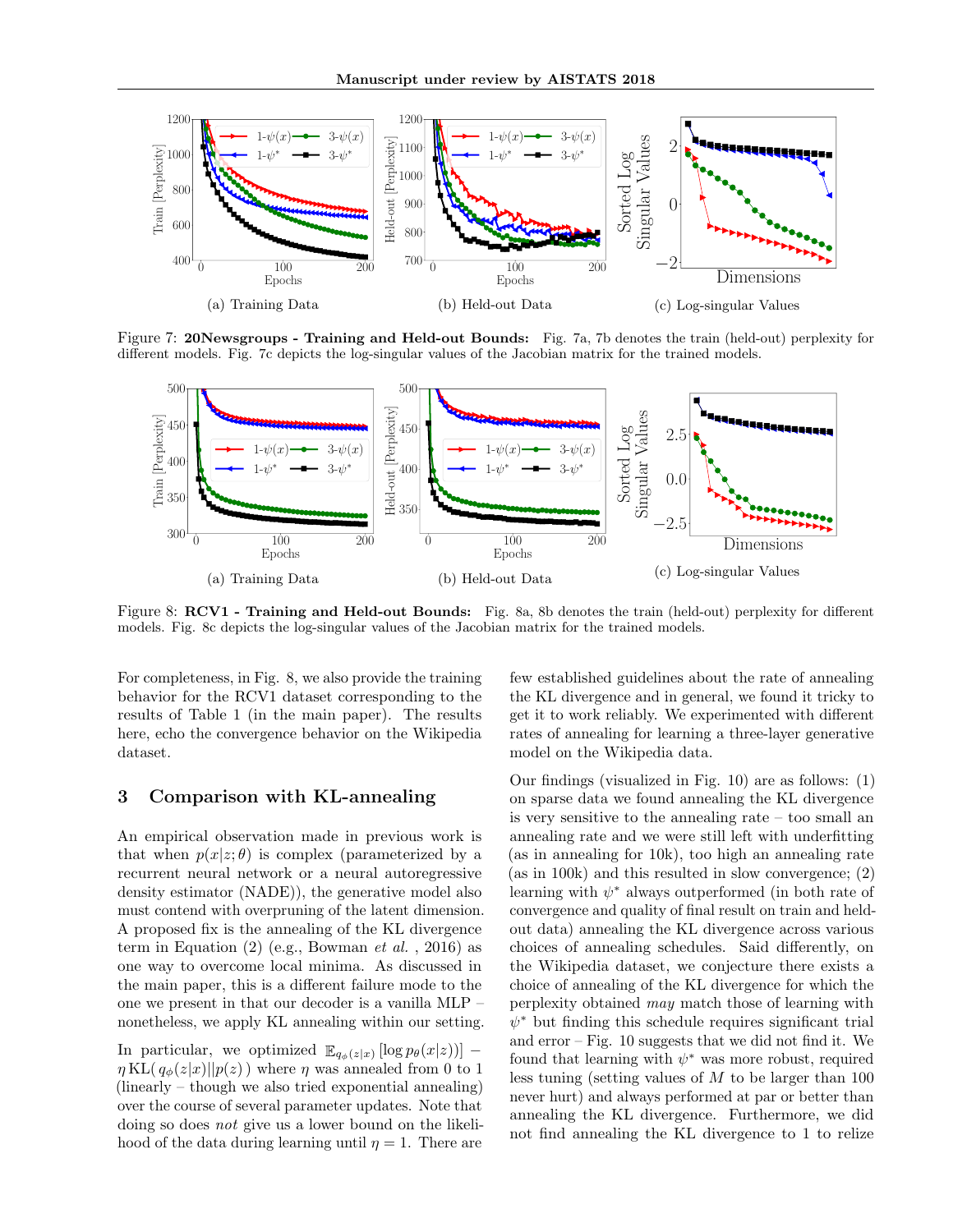(a) Training Data

(b) Held-out Data

(c) Log-singular Values

Figure 7: **20Newsgroups - Training and Held-out Bounds:** Fig. 7a, 7b denotes the train (held-out) perplexity for different models. Fig. 7c depicts the log-singular values of the Jacobian matrix for the trained models.

(a) Training Data

(b) Held-out Data

(c) Log-singular Values

Figure 8: **RCV1 - Training and Held-out Bounds:** Fig. 8a, 8b denotes the train (held-out) perplexity for different models. Fig. 8c depicts the log-singular values of the Jacobian matrix for the trained models.

For completeness, in Fig. 8, we also provide the training behavior for the RCV1 dataset corresponding to the results of Table 1 (in the main paper). The results here, echo the convergence behavior on the Wikipedia dataset.

## 3 Comparison with KL-annealing

An empirical observation made in previous work is that when $p(x|z;\theta)$ is complex (parameterized by a recurrent neural network or a neural autoregressive density estimator (NADE)), the generative model also must contend with overpruning of the latent dimension. A proposed fix is the annealing of the KL divergence term in Equation (2) (e.g., Bowman *et al.* , 2016) as one way to overcome local minima. As discussed in the main paper, this is a different failure mode to the one we present in that our decoder is a vanilla MLP – nonetheless, we apply KL annealing within our setting.

In particular, we optimized $\mathbb{E}_{q_\phi(z|x)}[\log p_\theta(x|z))] - \eta\,\text{KL}(\,q_\phi(z|x)||p(z)\,)$ where $\eta$ was annealed from 0 to 1 (linearly – though we also tried exponential annealing) over the course of several parameter updates. Note that doing so does *not* give us a lower bound on the likelihood of the data during learning until $\eta = 1$. There are few established guidelines about the rate of annealing the KL divergence and in general, we found it tricky to get it to work reliably. We experimented with different rates of annealing for learning a three-layer generative model on the Wikipedia data.

Our findings (visualized in Fig. 10) are as follows: (1) on sparse data we found annealing the KL divergence is very sensitive to the annealing rate – too small an annealing rate and we were still left with underfitting (as in annealing for 10k), too high an annealing rate (as in 100k) and this resulted in slow convergence; (2) learning with $\psi^*$ always outperformed (in both rate of convergence and quality of final result on train and held-out data) annealing the KL divergence across various choices of annealing schedules. Said differently, on the Wikipedia dataset, we conjecture there exists a choice of annealing of the KL divergence for which the perplexity obtained *may* match those of learning with $\psi^*$ but finding this schedule requires significant trial and error – Fig. 10 suggests that we did not find it. We found that learning with $\psi^*$ was more robust, required less tuning (setting values of $M$ to be larger than 100 never hurt) and always performed at par or better than annealing the KL divergence. Furthermore, we did not find annealing the KL divergence to 1 to relize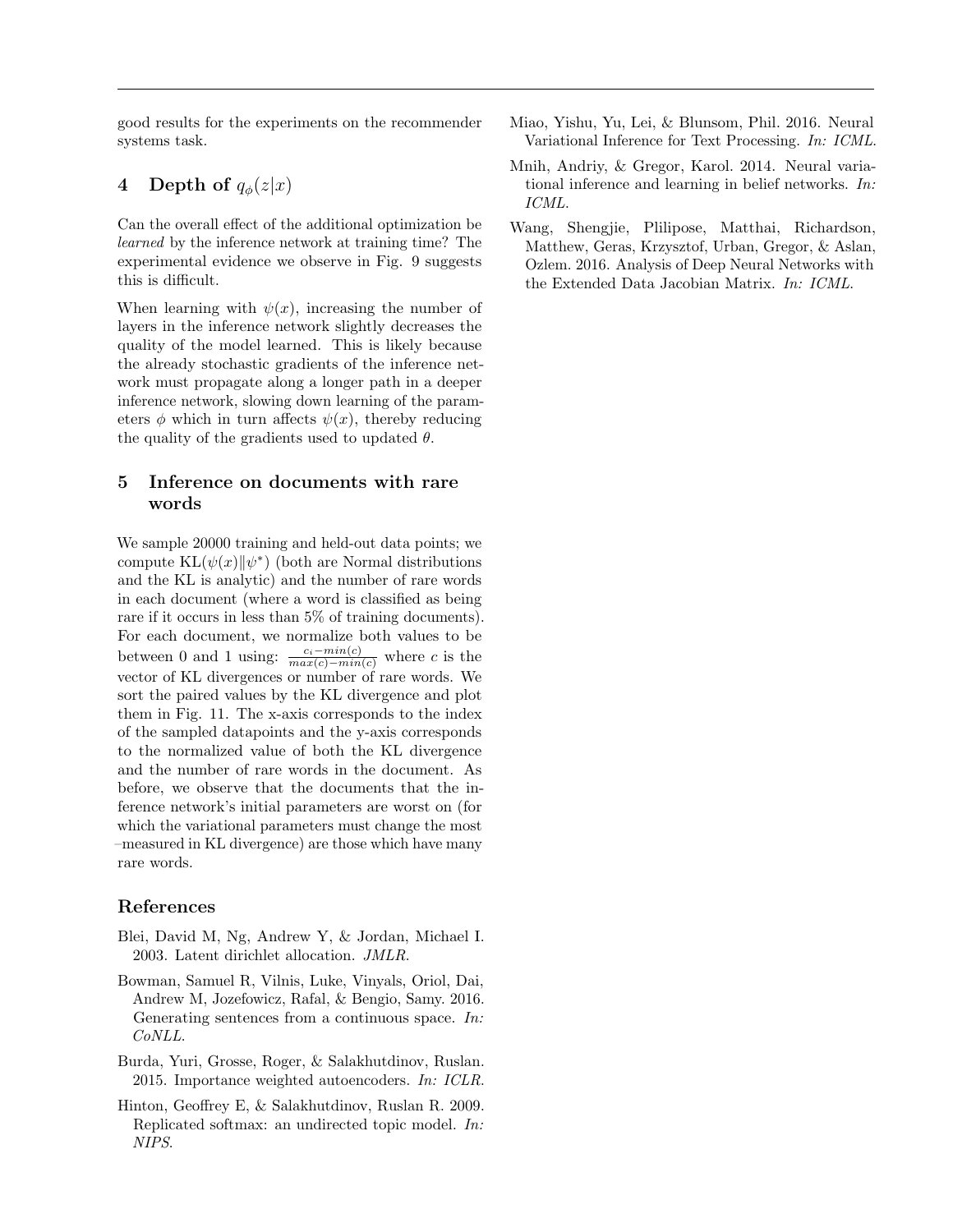good results for the experiments on the recommender systems task.

## 4 Depth of $q_\phi(z|x)$

Can the overall effect of the additional optimization be *learned* by the inference network at training time? The experimental evidence we observe in Fig. 9 suggests this is difficult.

When learning with $\psi(x)$, increasing the number of layers in the inference network slightly decreases the quality of the model learned. This is likely because the already stochastic gradients of the inference network must propagate along a longer path in a deeper inference network, slowing down learning of the parameters $\phi$ which in turn affects $\psi(x)$, thereby reducing the quality of the gradients used to updated $\theta$.

## 5 Inference on documents with rare words

We sample 20000 training and held-out data points; we compute $\text{KL}(\psi(x)\|\psi^*)$ (both are Normal distributions and the KL is analytic) and the number of rare words in each document (where a word is classified as being rare if it occurs in less than 5% of training documents). For each document, we normalize both values to be between 0 and 1 using: $\frac{c_i - min(c)}{max(c) - min(c)}$ where $c$ is the vector of KL divergences or number of rare words. We sort the paired values by the KL divergence and plot them in Fig. 11. The x-axis corresponds to the index of the sampled datapoints and the y-axis corresponds to the normalized value of both the KL divergence and the number of rare words in the document. As before, we observe that the documents that the inference network's initial parameters are worst on (for which the variational parameters must change the most –measured in KL divergence) are those which have many rare words.

## References

Blei, David M, Ng, Andrew Y, & Jordan, Michael I. 2003. Latent dirichlet allocation. *JMLR*.

Bowman, Samuel R, Vilnis, Luke, Vinyals, Oriol, Dai, Andrew M, Jozefowicz, Rafal, & Bengio, Samy. 2016. Generating sentences from a continuous space. *In: CoNLL*.

Burda, Yuri, Grosse, Roger, & Salakhutdinov, Ruslan. 2015. Importance weighted autoencoders. *In: ICLR*.

Hinton, Geoffrey E, & Salakhutdinov, Ruslan R. 2009. Replicated softmax: an undirected topic model. *In: NIPS*.

Miao, Yishu, Yu, Lei, & Blunsom, Phil. 2016. Neural Variational Inference for Text Processing. *In: ICML*.

Mnih, Andriy, & Gregor, Karol. 2014. Neural variational inference and learning in belief networks. *In: ICML*.

Wang, Shengjie, Plilipose, Matthai, Richardson, Matthew, Geras, Krzysztof, Urban, Gregor, & Aslan, Ozlem. 2016. Analysis of Deep Neural Networks with the Extended Data Jacobian Matrix. *In: ICML*.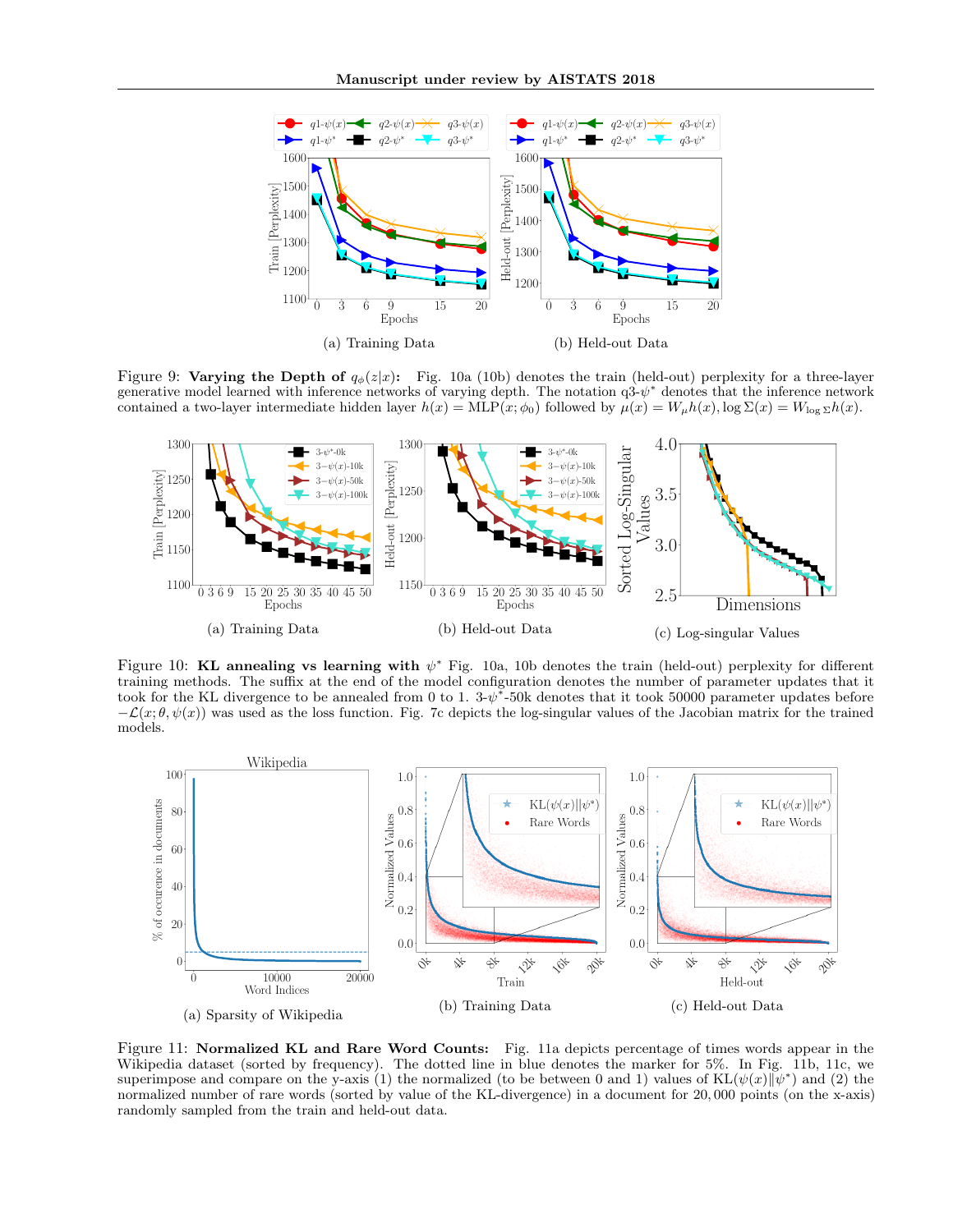$q1$-$\psi(x)$ $q2$-$\psi(x)$ $q3$-$\psi(x)$
$q1$-$\psi^*$ $q2$-$\psi^*$ $q3$-$\psi^*$

Train [Perplexity]
1600
1500
1400
1300
1200
1100
0 3 6 9 15 20
Epochs

(a) Training Data

$q1$-$\psi(x)$ $q2$-$\psi(x)$ $q3$-$\psi(x)$
$q1$-$\psi^*$ $q2$-$\psi^*$ $q3$-$\psi^*$

Held-out [Perplexity]
1600
1500
1400
1300
1200
0 3 6 9 15 20
Epochs

(b) Held-out Data

Figure 9: **Varying the Depth of** $q_\phi(z|x)$**:** Fig. 10a (10b) denotes the train (held-out) perplexity for a three-layer generative model learned with inference networks of varying depth. The notation q3-$\psi^*$ denotes that the inference network contained a two-layer intermediate hidden layer $h(x) = \text{MLP}(x; \phi_0)$ followed by $\mu(x) = W_\mu h(x), \log \Sigma(x) = W_{\log \Sigma} h(x)$.

3-$\psi^*$-0k
3-$\psi(x)$-10k
3-$\psi(x)$-50k
3-$\psi(x)$-100k

Train [Perplexity]
1300
1250
1200
1150
1100
0 3 6 9 15 20 25 30 35 40 45 50
Epochs

(a) Training Data

3-$\psi^*$-0k
3-$\psi(x)$-10k
3-$\psi(x)$-50k
3-$\psi(x)$-100k

Held-out [Perplexity]
1300
1250
1200
1150
0 3 6 9 15 20 25 30 35 40 45 50
Epochs

(b) Held-out Data

Sorted Log-Singular Values
4.0
3.5
3.0
2.5
Dimensions

(c) Log-singular Values

Figure 10: **KL annealing vs learning with** $\psi^*$ Fig. 10a, 10b denotes the train (held-out) perplexity for different training methods. The suffix at the end of the model configuration denotes the number of parameter updates that it took for the KL divergence to be annealed from 0 to 1. 3-$\psi^*$-50k denotes that it took 50000 parameter updates before $-\mathcal{L}(x; \theta, \psi(x))$ was used as the loss function. Fig. 7c depicts the log-singular values of the Jacobian matrix for the trained models.

Wikipedia
% of occurence in documents
100
80
60
40
20
0
0 10000 20000
Word Indices

(a) Sparsity of Wikipedia

KL($\psi(x)\|\psi^*$)
Rare Words
Normalized Values
1.0
0.8
0.6
0.4
0.2
0.0
0k 4k 8k 12k 16k 20k
Train

(b) Training Data

KL($\psi(x)\|\psi^*$)
Rare Words
Normalized Values
1.0
0.8
0.6
0.4
0.2
0.0
0k 4k 8k 12k 16k 20k
Held-out

(c) Held-out Data

Figure 11: **Normalized KL and Rare Word Counts:** Fig. 11a depicts percentage of times words appear in the Wikipedia dataset (sorted by frequency). The dotted line in blue denotes the marker for 5%. In Fig. 11b, 11c, we superimpose and compare on the y-axis (1) the normalized (to be between 0 and 1) values of KL($\psi(x)\|\psi^*$) and (2) the normalized number of rare words (sorted by value of the KL-divergence) in a document for 20,000 points (on the x-axis) randomly sampled from the train and held-out data.